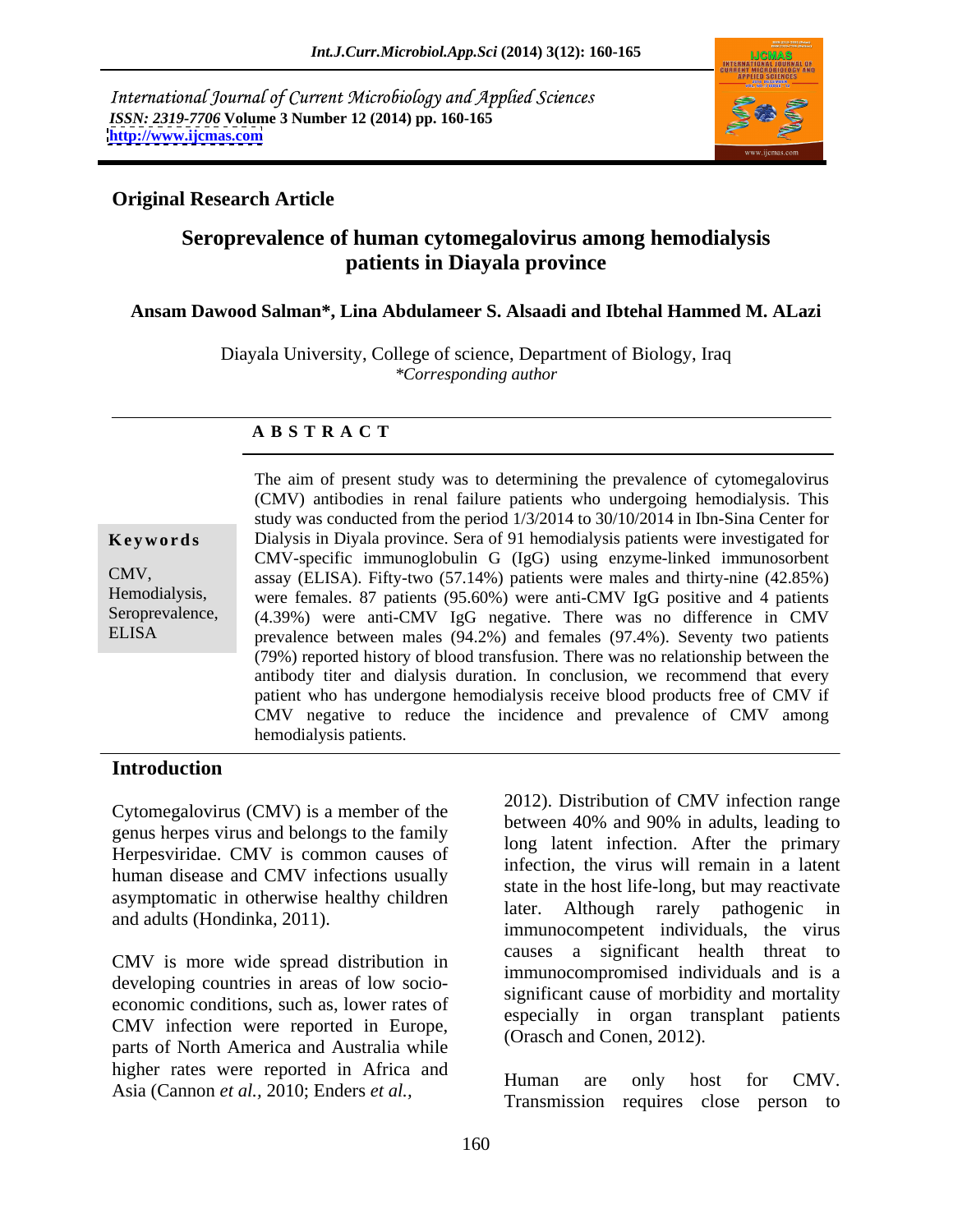International Journal of Current Microbiology and Applied Sciences
*ISSN: 2319-7706* **Volume 3 Number 12 (2014) pp. 160-165**
**http://www.ijcmas.com**

**Original Research Article**

# Seroprevalence of human cytomegalovirus among hemodialysis patients in Diayala province

**Ansam Dawood Salman\*, Lina Abdulameer S. Alsaadi and Ibtehal Hammed M. ALazi**

Diayala University, College of science, Department of Biology, Iraq
*\*Corresponding author*

## A B S T R A C T

**Keywords**

CMV,
Hemodialysis,
Seroprevalence,
ELISA

The aim of present study was to determining the prevalence of cytomegalovirus (CMV) antibodies in renal failure patients who undergoing hemodialysis. This study was conducted from the period 1/3/2014 to 30/10/2014 in Ibn-Sina Center for Dialysis in Diyala province. Sera of 91 hemodialysis patients were investigated for CMV-specific immunoglobulin G (IgG) using enzyme-linked immunosorbent assay (ELISA). Fifty-two (57.14%) patients were males and thirty-nine (42.85%) were females. 87 patients (95.60%) were anti-CMV IgG positive and 4 patients (4.39%) were anti-CMV IgG negative. There was no difference in CMV prevalence between males (94.2%) and females (97.4%). Seventy two patients (79%) reported history of blood transfusion. There was no relationship between the antibody titer and dialysis duration. In conclusion, we recommend that every patient who has undergone hemodialysis receive blood products free of CMV if CMV negative to reduce the incidence and prevalence of CMV among hemodialysis patients.

## Introduction

Cytomegalovirus (CMV) is a member of the genus herpes virus and belongs to the family Herpesviridae. CMV is common causes of human disease and CMV infections usually asymptomatic in otherwise healthy children and adults (Hondinka, 2011).

CMV is more wide spread distribution in developing countries in areas of low socio-economic conditions, such as, lower rates of CMV infection were reported in Europe, parts of North America and Australia while higher rates were reported in Africa and Asia (Cannon *et al.,* 2010; Enders *et al.,* 2012). Distribution of CMV infection range between 40% and 90% in adults, leading to long latent infection. After the primary infection, the virus will remain in a latent state in the host life-long, but may reactivate later. Although rarely pathogenic in immunocompetent individuals, the virus causes a significant health threat to immunocompromised individuals and is a significant cause of morbidity and mortality especially in organ transplant patients (Orasch and Conen, 2012).

Human are only host for CMV. Transmission requires close person to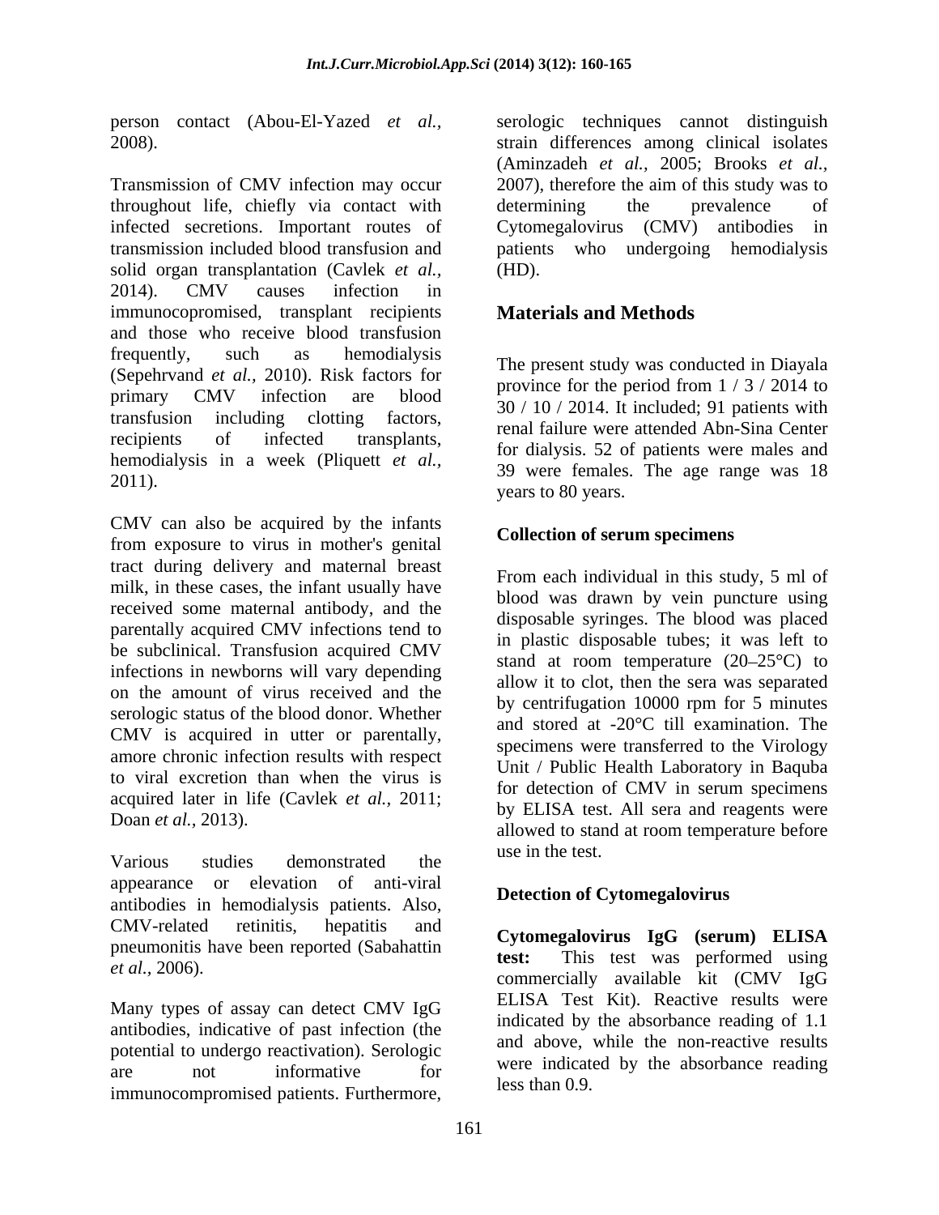person contact (Abou-El-Yazed *et al.,* 2008).

Transmission of CMV infection may occur throughout life, chiefly via contact with infected secretions. Important routes of transmission included blood transfusion and solid organ transplantation (Cavlek *et al.,* 2014). CMV causes infection in immunocopromised, transplant recipients and those who receive blood transfusion frequently, such as hemodialysis (Sepehrvand *et al.,* 2010). Risk factors for primary CMV infection are blood transfusion including clotting factors, recipients of infected transplants, hemodialysis in a week (Pliquett *et al.,* 2011).

CMV can also be acquired by the infants from exposure to virus in mother's genital tract during delivery and maternal breast milk, in these cases, the infant usually have received some maternal antibody, and the parentally acquired CMV infections tend to be subclinical. Transfusion acquired CMV infections in newborns will vary depending on the amount of virus received and the serologic status of the blood donor. Whether CMV is acquired in utter or parentally, amore chronic infection results with respect to viral excretion than when the virus is acquired later in life (Cavlek *et al.,* 2011; Doan *et al.,* 2013).

Various studies demonstrated the appearance or elevation of anti-viral antibodies in hemodialysis patients. Also, CMV-related retinitis, hepatitis and pneumonitis have been reported (Sabahattin *et al.,* 2006).

Many types of assay can detect CMV IgG antibodies, indicative of past infection (the potential to undergo reactivation). Serologic are not informative for immunocompromised patients. Furthermore, serologic techniques cannot distinguish strain differences among clinical isolates (Aminzadeh *et al.,* 2005; Brooks *et al.,* 2007), therefore the aim of this study was to determining the prevalence of Cytomegalovirus (CMV) antibodies in patients who undergoing hemodialysis (HD).

## Materials and Methods

The present study was conducted in Diayala province for the period from 1 / 3 / 2014 to 30 / 10 / 2014. It included; 91 patients with renal failure were attended Abn-Sina Center for dialysis. 52 of patients were males and 39 were females. The age range was 18 years to 80 years.

### Collection of serum specimens

From each individual in this study, 5 ml of blood was drawn by vein puncture using disposable syringes. The blood was placed in plastic disposable tubes; it was left to stand at room temperature (20–25°C) to allow it to clot, then the sera was separated by centrifugation 10000 rpm for 5 minutes and stored at -20°C till examination. The specimens were transferred to the Virology Unit / Public Health Laboratory in Baquba for detection of CMV in serum specimens by ELISA test. All sera and reagents were allowed to stand at room temperature before use in the test.

### Detection of Cytomegalovirus

**Cytomegalovirus IgG (serum) ELISA test:** This test was performed using commercially available kit (CMV IgG ELISA Test Kit). Reactive results were indicated by the absorbance reading of 1.1 and above, while the non-reactive results were indicated by the absorbance reading less than 0.9.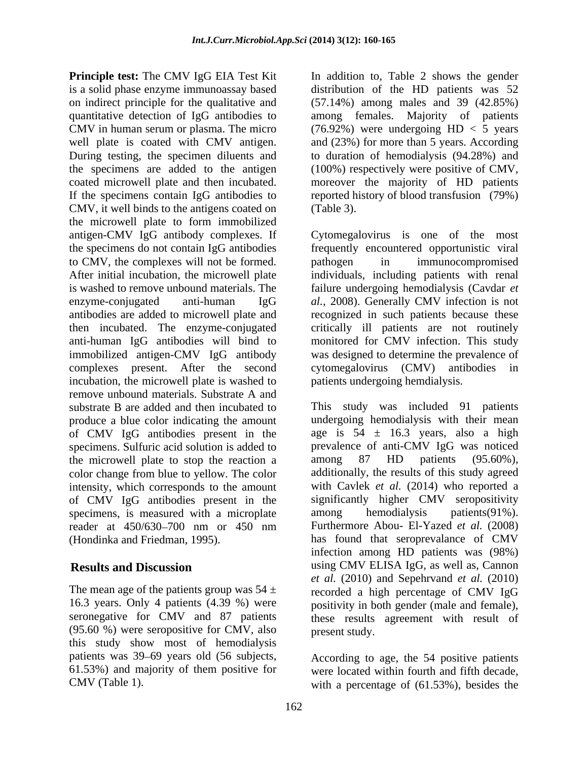**Principle test:** The CMV IgG EIA Test Kit is a solid phase enzyme immunoassay based on indirect principle for the qualitative and quantitative detection of IgG antibodies to CMV in human serum or plasma. The micro well plate is coated with CMV antigen. During testing, the specimen diluents and the specimens are added to the antigen coated microwell plate and then incubated. If the specimens contain IgG antibodies to CMV, it well binds to the antigens coated on the microwell plate to form immobilized antigen-CMV IgG antibody complexes. If the specimens do not contain IgG antibodies to CMV, the complexes will not be formed. After initial incubation, the microwell plate is washed to remove unbound materials. The enzyme-conjugated anti-human IgG antibodies are added to microwell plate and then incubated. The enzyme-conjugated anti-human IgG antibodies will bind to immobilized antigen-CMV IgG antibody complexes present. After the second incubation, the microwell plate is washed to remove unbound materials. Substrate A and substrate B are added and then incubated to produce a blue color indicating the amount of CMV IgG antibodies present in the specimens. Sulfuric acid solution is added to the microwell plate to stop the reaction a color change from blue to yellow. The color intensity, which corresponds to the amount of CMV IgG antibodies present in the specimens, is measured with a microplate reader at 450/630–700 nm or 450 nm (Hondinka and Friedman, 1995).

## Results and Discussion

The mean age of the patients group was 54 ± 16.3 years. Only 4 patients (4.39 %) were seronegative for CMV and 87 patients (95.60 %) were seropositive for CMV, also this study show most of hemodialysis patients was 39–69 years old (56 subjects, 61.53%) and majority of them positive for CMV (Table 1).

In addition to, Table 2 shows the gender distribution of the HD patients was 52 (57.14%) among males and 39 (42.85%) among females. Majority of patients (76.92%) were undergoing HD < 5 years and (23%) for more than 5 years. According to duration of hemodialysis (94.28%) and (100%) respectively were positive of CMV, moreover the majority of HD patients reported history of blood transfusion (79%) (Table 3).

Cytomegalovirus is one of the most frequently encountered opportunistic viral pathogen in immunocompromised individuals, including patients with renal failure undergoing hemodialysis (Cavdar *et al.,* 2008). Generally CMV infection is not recognized in such patients because these critically ill patients are not routinely monitored for CMV infection. This study was designed to determine the prevalence of cytomegalovirus (CMV) antibodies in patients undergoing hemdialysis.

This study was included 91 patients undergoing hemodialysis with their mean age is 54 ± 16.3 years, also a high prevalence of anti-CMV IgG was noticed among 87 HD patients (95.60%), additionally, the results of this study agreed with Cavlek *et al.* (2014) who reported a significantly higher CMV seropositivity among hemodialysis patients(91%). Furthermore Abou- El-Yazed *et al.* (2008) has found that seroprevalance of CMV infection among HD patients was (98%) using CMV ELISA IgG, as well as, Cannon *et al.* (2010) and Sepehrvand *et al.* (2010) recorded a high percentage of CMV IgG positivity in both gender (male and female), these results agreement with result of present study.

According to age, the 54 positive patients were located within fourth and fifth decade, with a percentage of (61.53%), besides the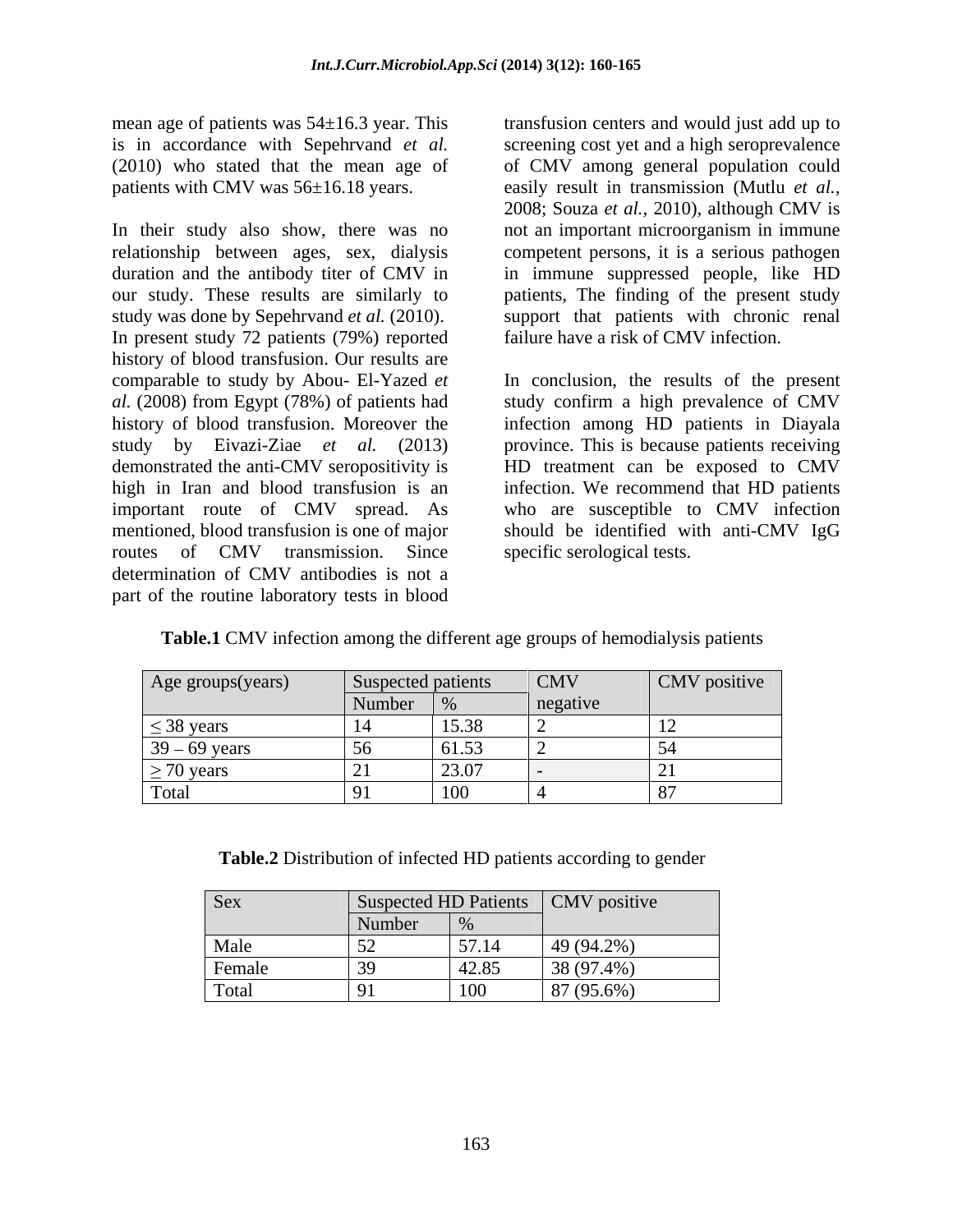mean age of patients was 54±16.3 year. This is in accordance with Sepehrvand *et al.* (2010) who stated that the mean age of patients with CMV was 56±16.18 years.

In their study also show, there was no relationship between ages, sex, dialysis duration and the antibody titer of CMV in our study. These results are similarly to study was done by Sepehrvand *et al.* (2010). In present study 72 patients (79%) reported history of blood transfusion. Our results are comparable to study by Abou- El-Yazed *et al.* (2008) from Egypt (78%) of patients had history of blood transfusion. Moreover the study by Eivazi-Ziae *et al.* (2013) demonstrated the anti-CMV seropositivity is high in Iran and blood transfusion is an important route of CMV spread. As mentioned, blood transfusion is one of major routes of CMV transmission. Since determination of CMV antibodies is not a part of the routine laboratory tests in blood transfusion centers and would just add up to screening cost yet and a high seroprevalence of CMV among general population could easily result in transmission (Mutlu *et al.,* 2008; Souza *et al.,* 2010), although CMV is not an important microorganism in immune competent persons, it is a serious pathogen in immune suppressed people, like HD patients, The finding of the present study support that patients with chronic renal failure have a risk of CMV infection.

In conclusion, the results of the present study confirm a high prevalence of CMV infection among HD patients in Diayala province. This is because patients receiving HD treatment can be exposed to CMV infection. We recommend that HD patients who are susceptible to CMV infection should be identified with anti-CMV IgG specific serological tests.

**Table.1** CMV infection among the different age groups of hemodialysis patients

| Age groups(years) | Suspected patients | | CMV negative | CMV positive |
|---|---|---|---|---|
| | Number | % | | |
| ≤ 38 years | 14 | 15.38 | 2 | 12 |
| 39 – 69 years | 56 | 61.53 | 2 | 54 |
| ≥ 70 years | 21 | 23.07 | - | 21 |
| Total | 91 | 100 | 4 | 87 |

**Table.2** Distribution of infected HD patients according to gender

| Sex | Suspected HD Patients | | CMV positive |
|---|---|---|---|
| | Number | % | |
| Male | 52 | 57.14 | 49 (94.2%) |
| Female | 39 | 42.85 | 38 (97.4%) |
| Total | 91 | 100 | 87 (95.6%) |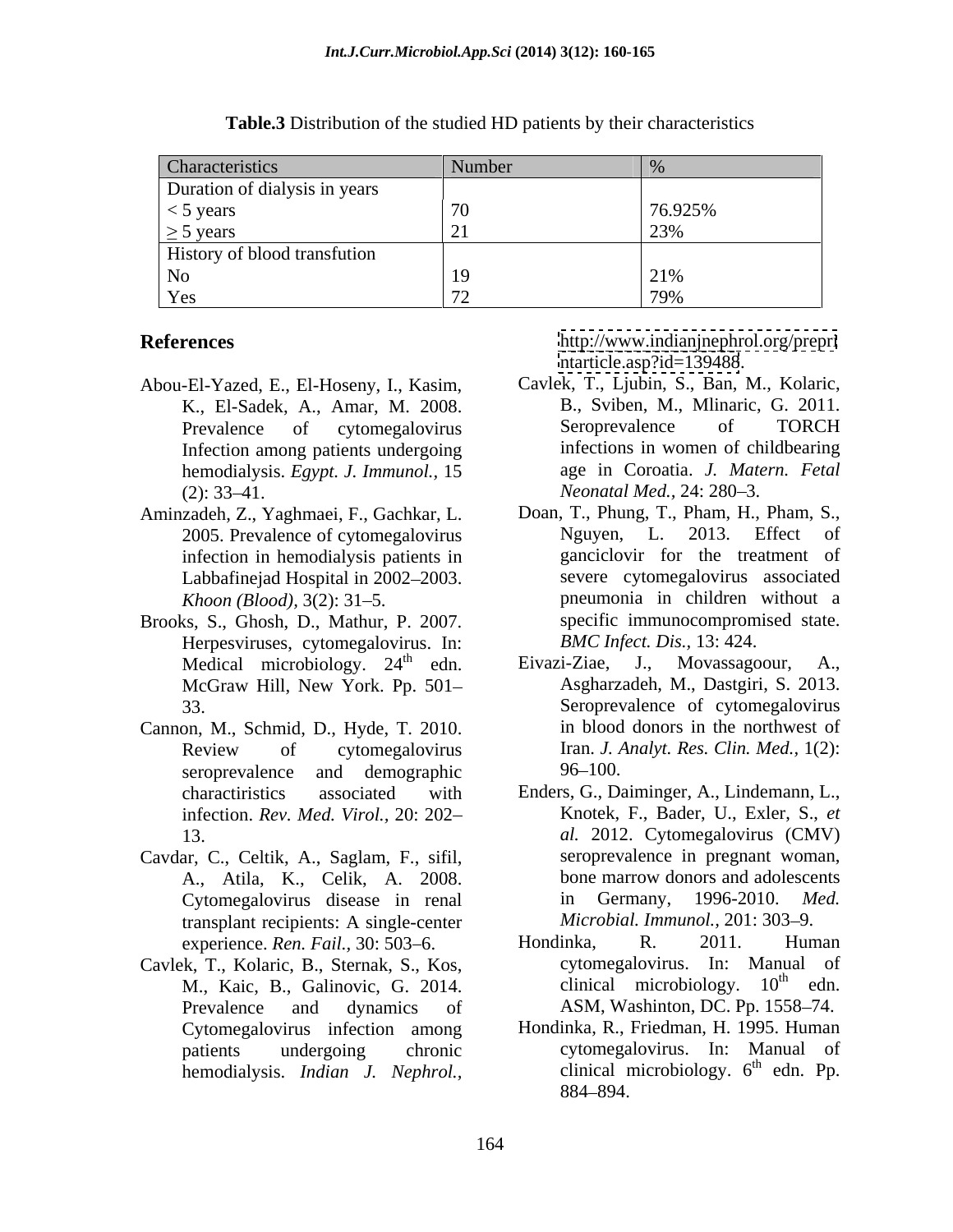**Table.3** Distribution of the studied HD patients by their characteristics

| Characteristics | Number | % |
|---|---|---|
| Duration of dialysis in years | | |
| < 5 years | 70 | 76.925% |
| ≥ 5 years | 21 | 23% |
| History of blood transfution | | |
| No | 19 | 21% |
| Yes | 72 | 79% |

## References

Abou-El-Yazed, E., El-Hoseny, I., Kasim, K., El-Sadek, A., Amar, M. 2008. Prevalence of cytomegalovirus Infection among patients undergoing hemodialysis. *Egypt. J. Immunol.,* 15 (2): 33–41.

Aminzadeh, Z., Yaghmaei, F., Gachkar, L. 2005. Prevalence of cytomegalovirus infection in hemodialysis patients in Labbafinejad Hospital in 2002–2003. *Khoon (Blood),* 3(2): 31–5.

Brooks, S., Ghosh, D., Mathur, P. 2007. Herpesviruses, cytomegalovirus. In: Medical microbiology. 24th edn. McGraw Hill, New York. Pp. 501–33.

Cannon, M., Schmid, D., Hyde, T. 2010. Review of cytomegalovirus seroprevalence and demographic charactiristics associated with infection. *Rev. Med. Virol.,* 20: 202–13.

Cavdar, C., Celtik, A., Saglam, F., sifil, A., Atila, K., Celik, A. 2008. Cytomegalovirus disease in renal transplant recipients: A single-center experience. *Ren. Fail.,* 30: 503–6.

Cavlek, T., Kolaric, B., Sternak, S., Kos, M., Kaic, B., Galinovic, G. 2014. Prevalence and dynamics of Cytomegalovirus infection among patients undergoing chronic hemodialysis. *Indian J. Nephrol.,* http://www.indianjnephrol.org/preprintarticle.asp?id=139488.

Cavlek, T., Ljubin, S., Ban, M., Kolaric, B., Sviben, M., Mlinaric, G. 2011. Seroprevalence of TORCH infections in women of childbearing age in Coroatia. *J. Matern. Fetal Neonatal Med.,* 24: 280–3.

Doan, T., Phung, T., Pham, H., Pham, S., Nguyen, L. 2013. Effect of ganciclovir for the treatment of severe cytomegalovirus associated pneumonia in children without a specific immunocompromised state. *BMC Infect. Dis.,* 13: 424.

Eivazi-Ziae, J., Movassagoour, A., Asgharzadeh, M., Dastgiri, S. 2013. Seroprevalence of cytomegalovirus in blood donors in the northwest of Iran. *J. Analyt. Res. Clin. Med.,* 1(2): 96–100.

Enders, G., Daiminger, A., Lindemann, L., Knotek, F., Bader, U., Exler, S., *et al.* 2012. Cytomegalovirus (CMV) seroprevalence in pregnant woman, bone marrow donors and adolescents in Germany, 1996-2010. *Med. Microbial. Immunol.,* 201: 303–9.

Hondinka, R. 2011. Human cytomegalovirus. In: Manual of clinical microbiology. 10th edn. ASM, Washinton, DC. Pp. 1558–74.

Hondinka, R., Friedman, H. 1995. Human cytomegalovirus. In: Manual of clinical microbiology. 6th edn. Pp. 884–894.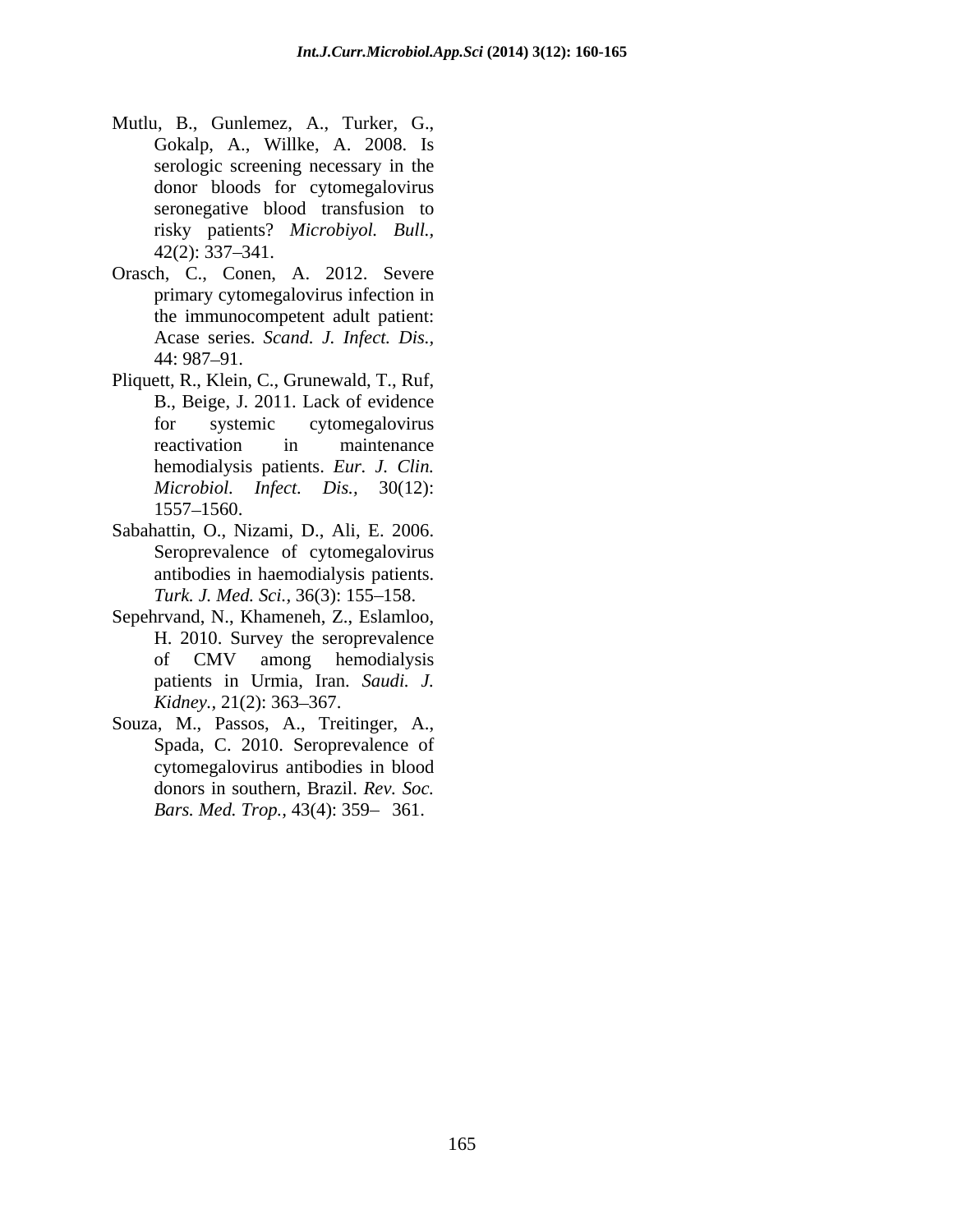Mutlu, B., Gunlemez, A., Turker, G., Gokalp, A., Willke, A. 2008. Is serologic screening necessary in the donor bloods for cytomegalovirus seronegative blood transfusion to risky patients? *Microbiyol. Bull.*, 42(2): 337–341.

Orasch, C., Conen, A. 2012. Severe primary cytomegalovirus infection in the immunocompetent adult patient: Acase series. *Scand. J. Infect. Dis.*, 44: 987–91.

Pliquett, R., Klein, C., Grunewald, T., Ruf, B., Beige, J. 2011. Lack of evidence for systemic cytomegalovirus reactivation in maintenance hemodialysis patients. *Eur. J. Clin. Microbiol. Infect. Dis.*, 30(12): 1557–1560.

Sabahattin, O., Nizami, D., Ali, E. 2006. Seroprevalence of cytomegalovirus antibodies in haemodialysis patients. *Turk. J. Med. Sci.*, 36(3): 155–158.

Sepehrvand, N., Khameneh, Z., Eslamloo, H. 2010. Survey the seroprevalence of CMV among hemodialysis patients in Urmia, Iran. *Saudi. J. Kidney.*, 21(2): 363–367.

Souza, M., Passos, A., Treitinger, A., Spada, C. 2010. Seroprevalence of cytomegalovirus antibodies in blood donors in southern, Brazil. *Rev. Soc. Bars. Med. Trop.*, 43(4): 359– 361.